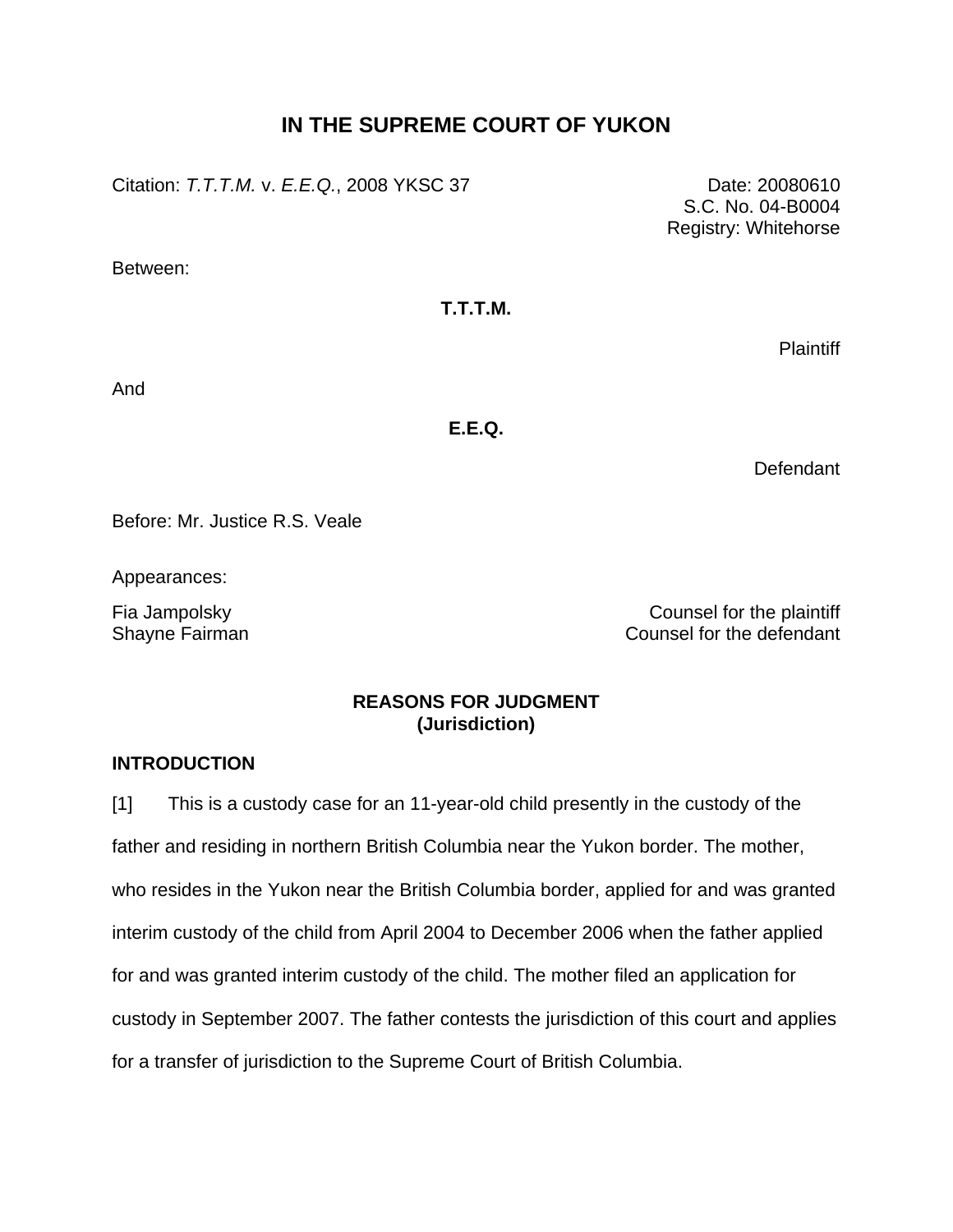# IN THE SUPREME COURT OF YUKON

Citation: *T.T.T.M.* v. *E.E.Q.*, 2008 YKSC 37

Date: 20080610
S.C. No. 04-B0004
Registry: Whitehorse

Between:

**T.T.T.M.**

Plaintiff

And

**E.E.Q.**

Defendant

Before: Mr. Justice R.S. Veale

Appearances:

Fia Jampolsky — Counsel for the plaintiff
Shayne Fairman — Counsel for the defendant

**REASONS FOR JUDGMENT**
**(Jurisdiction)**

## INTRODUCTION

[1] This is a custody case for an 11-year-old child presently in the custody of the father and residing in northern British Columbia near the Yukon border. The mother, who resides in the Yukon near the British Columbia border, applied for and was granted interim custody of the child from April 2004 to December 2006 when the father applied for and was granted interim custody of the child. The mother filed an application for custody in September 2007. The father contests the jurisdiction of this court and applies for a transfer of jurisdiction to the Supreme Court of British Columbia.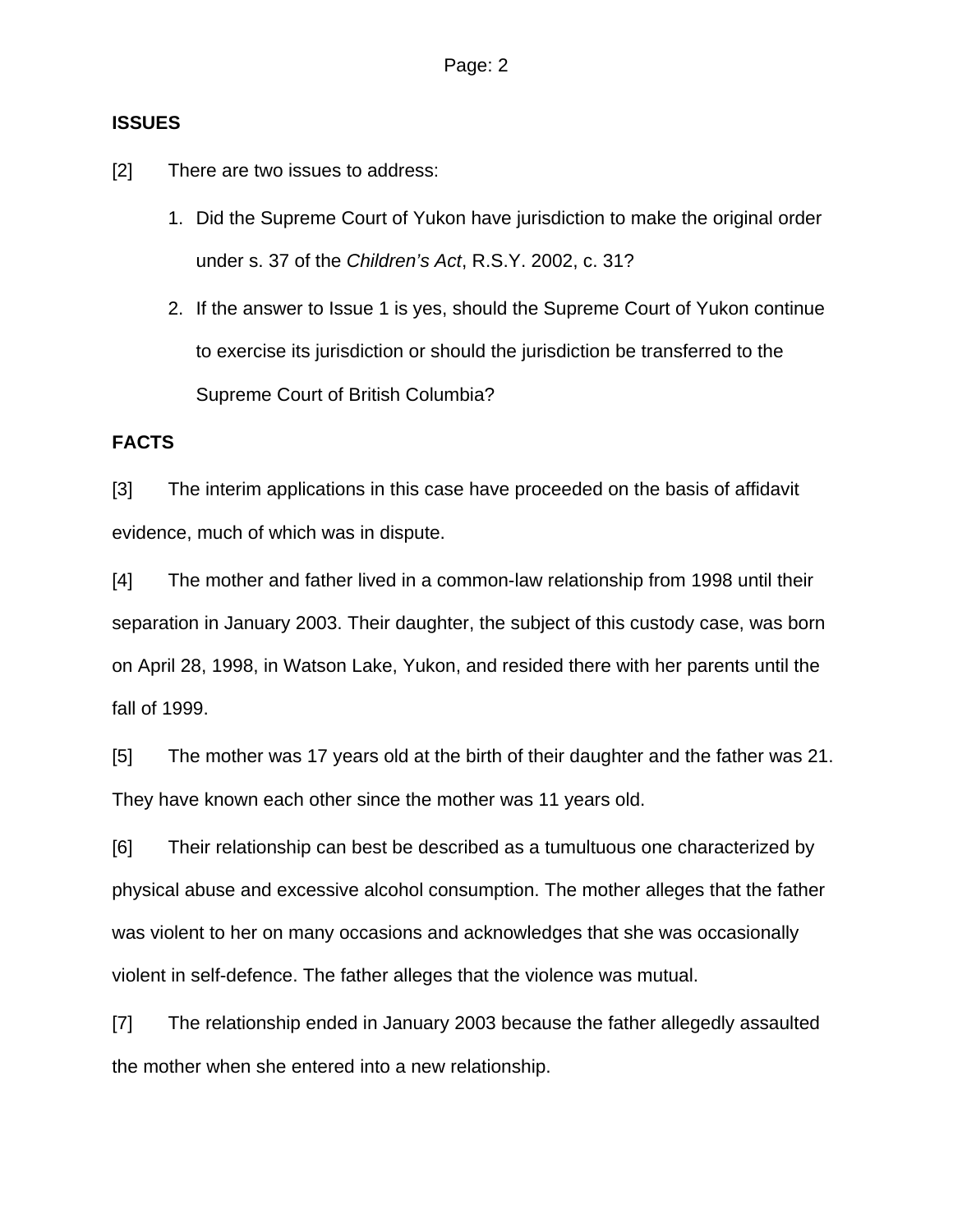**ISSUES**

[2] There are two issues to address:

1. Did the Supreme Court of Yukon have jurisdiction to make the original order under s. 37 of the *Children's Act*, R.S.Y. 2002, c. 31?
2. If the answer to Issue 1 is yes, should the Supreme Court of Yukon continue to exercise its jurisdiction or should the jurisdiction be transferred to the Supreme Court of British Columbia?

**FACTS**

[3] The interim applications in this case have proceeded on the basis of affidavit evidence, much of which was in dispute.

[4] The mother and father lived in a common-law relationship from 1998 until their separation in January 2003. Their daughter, the subject of this custody case, was born on April 28, 1998, in Watson Lake, Yukon, and resided there with her parents until the fall of 1999.

[5] The mother was 17 years old at the birth of their daughter and the father was 21. They have known each other since the mother was 11 years old.

[6] Their relationship can best be described as a tumultuous one characterized by physical abuse and excessive alcohol consumption. The mother alleges that the father was violent to her on many occasions and acknowledges that she was occasionally violent in self-defence. The father alleges that the violence was mutual.

[7] The relationship ended in January 2003 because the father allegedly assaulted the mother when she entered into a new relationship.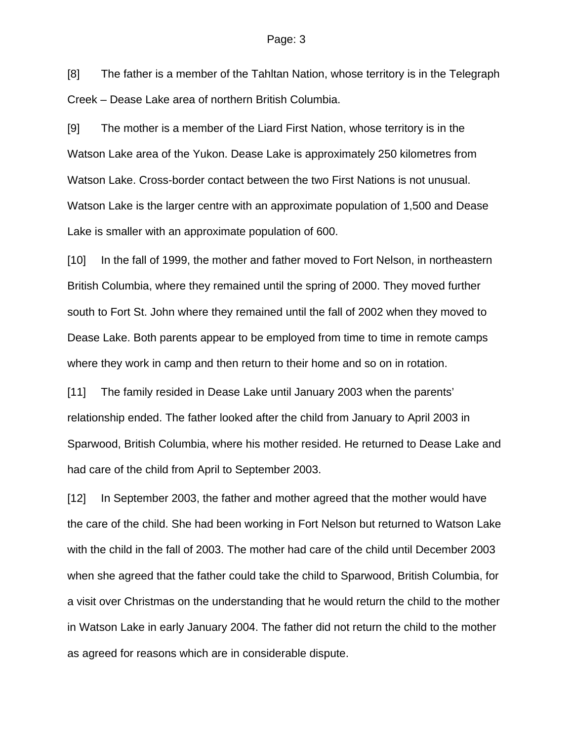[8] The father is a member of the Tahltan Nation, whose territory is in the Telegraph Creek – Dease Lake area of northern British Columbia.

[9] The mother is a member of the Liard First Nation, whose territory is in the Watson Lake area of the Yukon. Dease Lake is approximately 250 kilometres from Watson Lake. Cross-border contact between the two First Nations is not unusual. Watson Lake is the larger centre with an approximate population of 1,500 and Dease Lake is smaller with an approximate population of 600.

[10] In the fall of 1999, the mother and father moved to Fort Nelson, in northeastern British Columbia, where they remained until the spring of 2000. They moved further south to Fort St. John where they remained until the fall of 2002 when they moved to Dease Lake. Both parents appear to be employed from time to time in remote camps where they work in camp and then return to their home and so on in rotation.

[11] The family resided in Dease Lake until January 2003 when the parents' relationship ended. The father looked after the child from January to April 2003 in Sparwood, British Columbia, where his mother resided. He returned to Dease Lake and had care of the child from April to September 2003.

[12] In September 2003, the father and mother agreed that the mother would have the care of the child. She had been working in Fort Nelson but returned to Watson Lake with the child in the fall of 2003. The mother had care of the child until December 2003 when she agreed that the father could take the child to Sparwood, British Columbia, for a visit over Christmas on the understanding that he would return the child to the mother in Watson Lake in early January 2004. The father did not return the child to the mother as agreed for reasons which are in considerable dispute.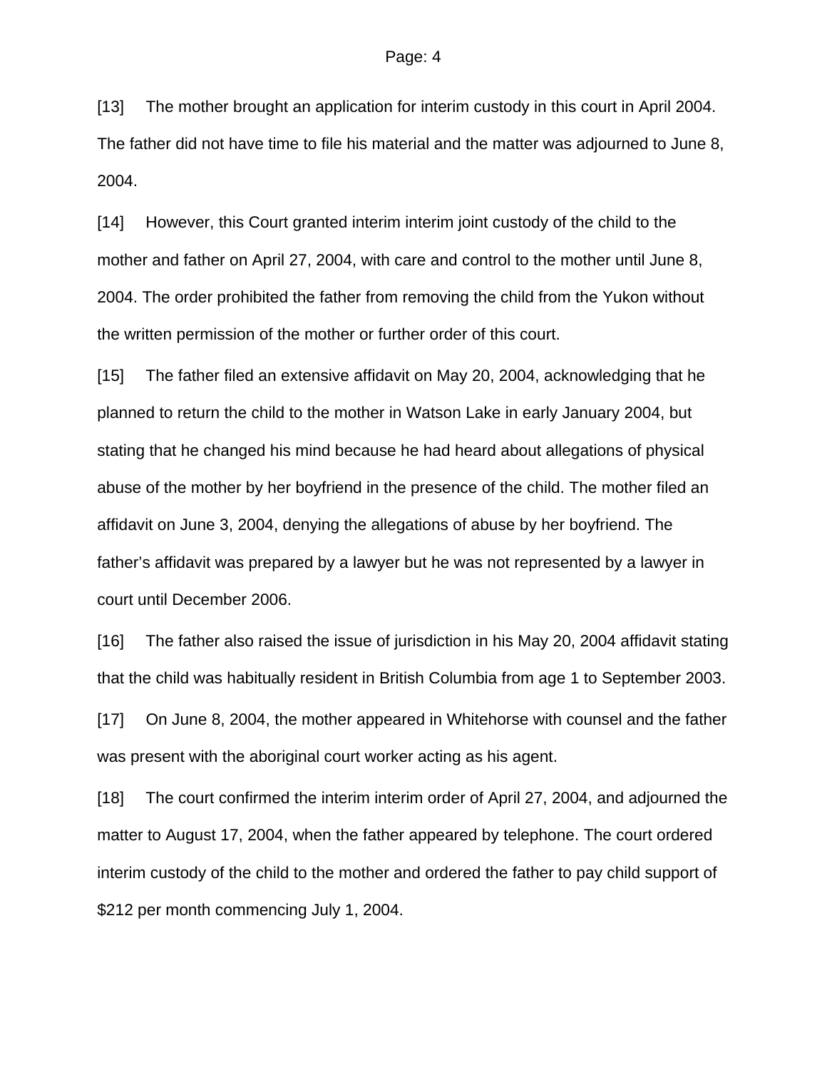[13] The mother brought an application for interim custody in this court in April 2004. The father did not have time to file his material and the matter was adjourned to June 8, 2004.

[14] However, this Court granted interim interim joint custody of the child to the mother and father on April 27, 2004, with care and control to the mother until June 8, 2004. The order prohibited the father from removing the child from the Yukon without the written permission of the mother or further order of this court.

[15] The father filed an extensive affidavit on May 20, 2004, acknowledging that he planned to return the child to the mother in Watson Lake in early January 2004, but stating that he changed his mind because he had heard about allegations of physical abuse of the mother by her boyfriend in the presence of the child. The mother filed an affidavit on June 3, 2004, denying the allegations of abuse by her boyfriend. The father's affidavit was prepared by a lawyer but he was not represented by a lawyer in court until December 2006.

[16] The father also raised the issue of jurisdiction in his May 20, 2004 affidavit stating that the child was habitually resident in British Columbia from age 1 to September 2003.

[17] On June 8, 2004, the mother appeared in Whitehorse with counsel and the father was present with the aboriginal court worker acting as his agent.

[18] The court confirmed the interim interim order of April 27, 2004, and adjourned the matter to August 17, 2004, when the father appeared by telephone. The court ordered interim custody of the child to the mother and ordered the father to pay child support of $212 per month commencing July 1, 2004.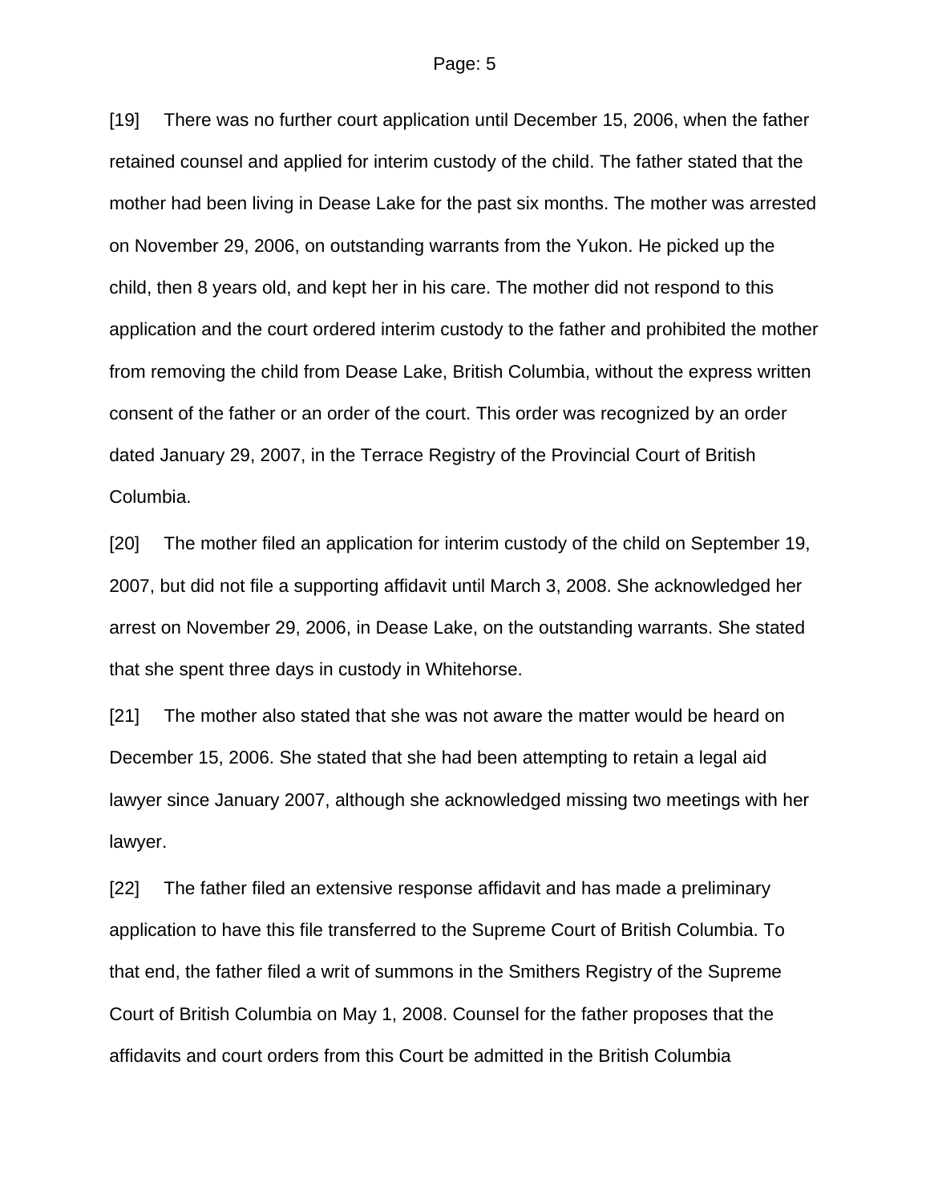[19] There was no further court application until December 15, 2006, when the father retained counsel and applied for interim custody of the child. The father stated that the mother had been living in Dease Lake for the past six months. The mother was arrested on November 29, 2006, on outstanding warrants from the Yukon. He picked up the child, then 8 years old, and kept her in his care. The mother did not respond to this application and the court ordered interim custody to the father and prohibited the mother from removing the child from Dease Lake, British Columbia, without the express written consent of the father or an order of the court. This order was recognized by an order dated January 29, 2007, in the Terrace Registry of the Provincial Court of British Columbia.

[20] The mother filed an application for interim custody of the child on September 19, 2007, but did not file a supporting affidavit until March 3, 2008. She acknowledged her arrest on November 29, 2006, in Dease Lake, on the outstanding warrants. She stated that she spent three days in custody in Whitehorse.

[21] The mother also stated that she was not aware the matter would be heard on December 15, 2006. She stated that she had been attempting to retain a legal aid lawyer since January 2007, although she acknowledged missing two meetings with her lawyer.

[22] The father filed an extensive response affidavit and has made a preliminary application to have this file transferred to the Supreme Court of British Columbia. To that end, the father filed a writ of summons in the Smithers Registry of the Supreme Court of British Columbia on May 1, 2008. Counsel for the father proposes that the affidavits and court orders from this Court be admitted in the British Columbia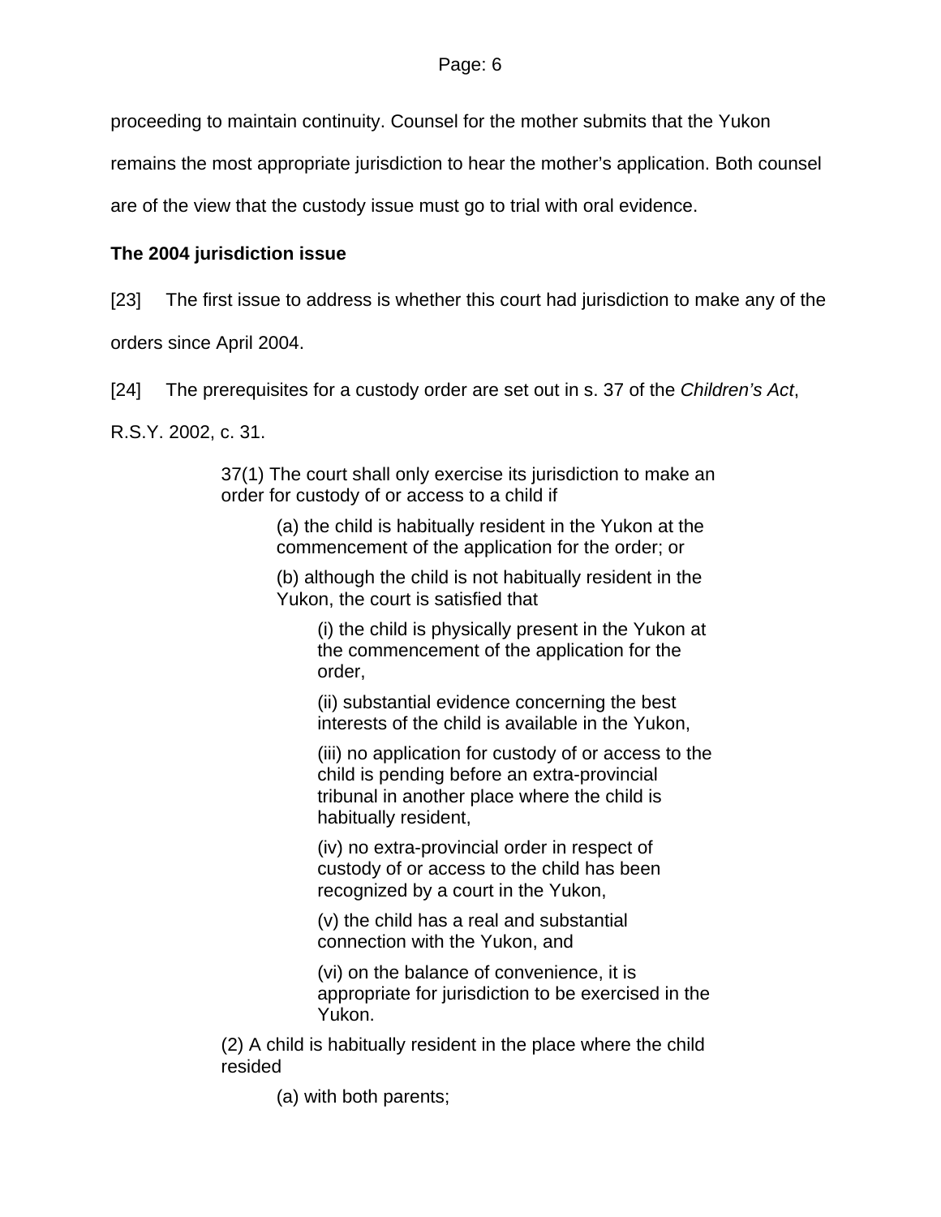proceeding to maintain continuity. Counsel for the mother submits that the Yukon remains the most appropriate jurisdiction to hear the mother's application. Both counsel are of the view that the custody issue must go to trial with oral evidence.

**The 2004 jurisdiction issue**

[23] The first issue to address is whether this court had jurisdiction to make any of the orders since April 2004.

[24] The prerequisites for a custody order are set out in s. 37 of the *Children's Act*, R.S.Y. 2002, c. 31.

> 37(1) The court shall only exercise its jurisdiction to make an order for custody of or access to a child if
>
> > (a) the child is habitually resident in the Yukon at the commencement of the application for the order; or
> >
> > (b) although the child is not habitually resident in the Yukon, the court is satisfied that
> >
> > > (i) the child is physically present in the Yukon at the commencement of the application for the order,
> > >
> > > (ii) substantial evidence concerning the best interests of the child is available in the Yukon,
> > >
> > > (iii) no application for custody of or access to the child is pending before an extra-provincial tribunal in another place where the child is habitually resident,
> > >
> > > (iv) no extra-provincial order in respect of custody of or access to the child has been recognized by a court in the Yukon,
> > >
> > > (v) the child has a real and substantial connection with the Yukon, and
> > >
> > > (vi) on the balance of convenience, it is appropriate for jurisdiction to be exercised in the Yukon.
>
> (2) A child is habitually resident in the place where the child resided
>
> > (a) with both parents;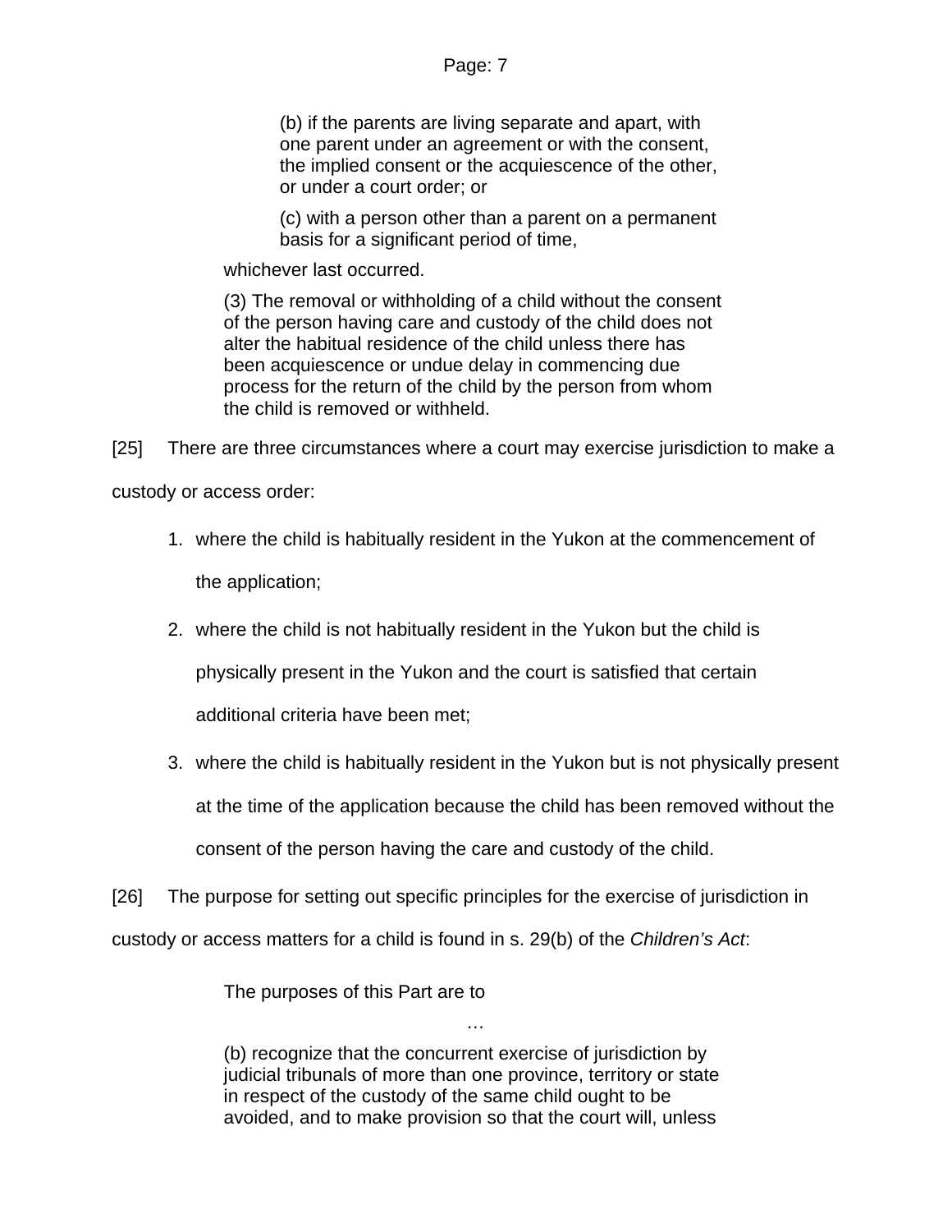> (b) if the parents are living separate and apart, with one parent under an agreement or with the consent, the implied consent or the acquiescence of the other, or under a court order; or
>
> (c) with a person other than a parent on a permanent basis for a significant period of time,
>
> whichever last occurred.
>
> (3) The removal or withholding of a child without the consent of the person having care and custody of the child does not alter the habitual residence of the child unless there has been acquiescence or undue delay in commencing due process for the return of the child by the person from whom the child is removed or withheld.

[25] There are three circumstances where a court may exercise jurisdiction to make a custody or access order:

1. where the child is habitually resident in the Yukon at the commencement of the application;
2. where the child is not habitually resident in the Yukon but the child is physically present in the Yukon and the court is satisfied that certain additional criteria have been met;
3. where the child is habitually resident in the Yukon but is not physically present at the time of the application because the child has been removed without the consent of the person having the care and custody of the child.

[26] The purpose for setting out specific principles for the exercise of jurisdiction in custody or access matters for a child is found in s. 29(b) of the *Children's Act*:

> The purposes of this Part are to
>
> …
>
> (b) recognize that the concurrent exercise of jurisdiction by judicial tribunals of more than one province, territory or state in respect of the custody of the same child ought to be avoided, and to make provision so that the court will, unless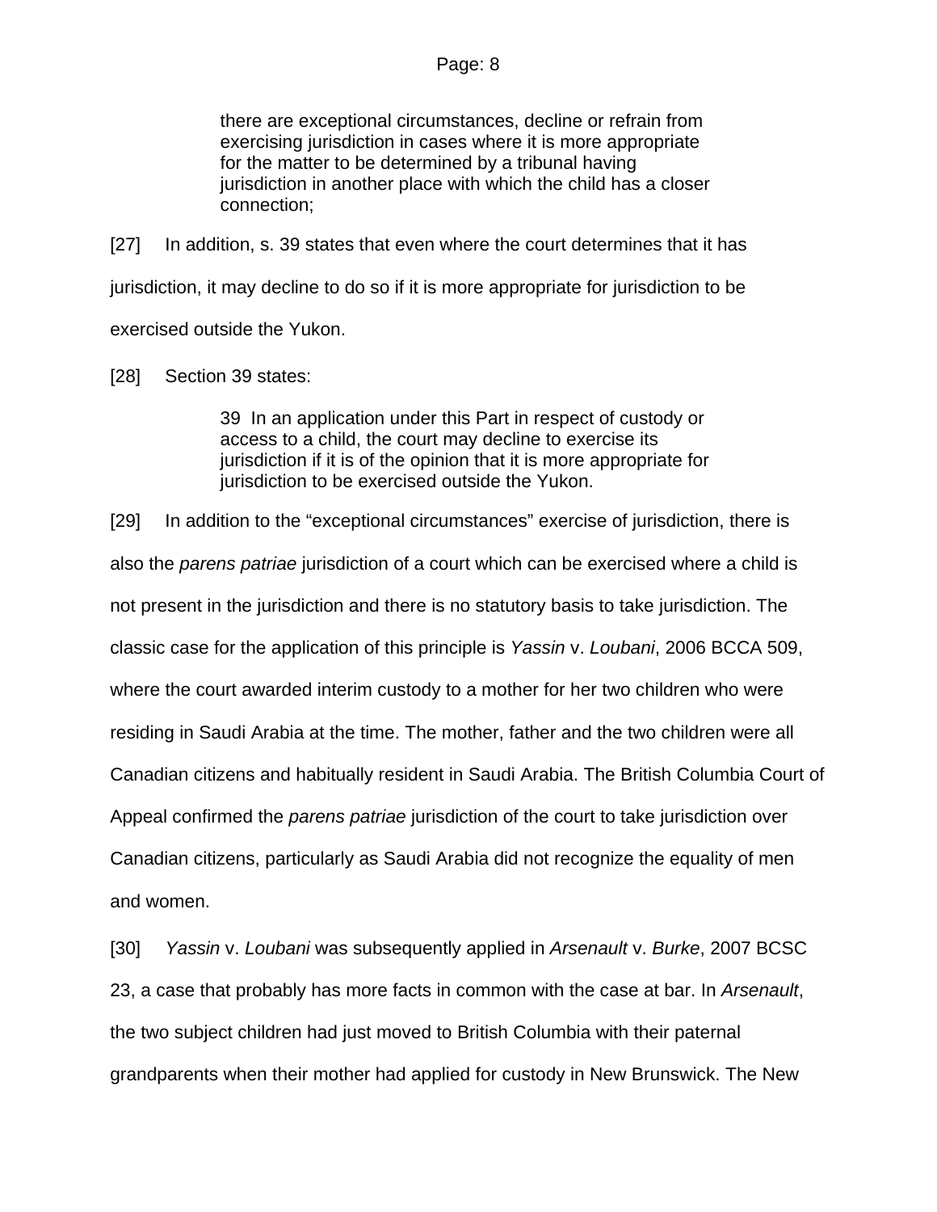> there are exceptional circumstances, decline or refrain from exercising jurisdiction in cases where it is more appropriate for the matter to be determined by a tribunal having jurisdiction in another place with which the child has a closer connection;

[27] In addition, s. 39 states that even where the court determines that it has jurisdiction, it may decline to do so if it is more appropriate for jurisdiction to be exercised outside the Yukon.

[28] Section 39 states:

> 39 In an application under this Part in respect of custody or access to a child, the court may decline to exercise its jurisdiction if it is of the opinion that it is more appropriate for jurisdiction to be exercised outside the Yukon.

[29] In addition to the "exceptional circumstances" exercise of jurisdiction, there is also the *parens patriae* jurisdiction of a court which can be exercised where a child is not present in the jurisdiction and there is no statutory basis to take jurisdiction. The classic case for the application of this principle is *Yassin* v. *Loubani*, 2006 BCCA 509, where the court awarded interim custody to a mother for her two children who were residing in Saudi Arabia at the time. The mother, father and the two children were all Canadian citizens and habitually resident in Saudi Arabia. The British Columbia Court of Appeal confirmed the *parens patriae* jurisdiction of the court to take jurisdiction over Canadian citizens, particularly as Saudi Arabia did not recognize the equality of men and women.

[30] *Yassin* v. *Loubani* was subsequently applied in *Arsenault* v. *Burke*, 2007 BCSC 23, a case that probably has more facts in common with the case at bar. In *Arsenault*, the two subject children had just moved to British Columbia with their paternal grandparents when their mother had applied for custody in New Brunswick. The New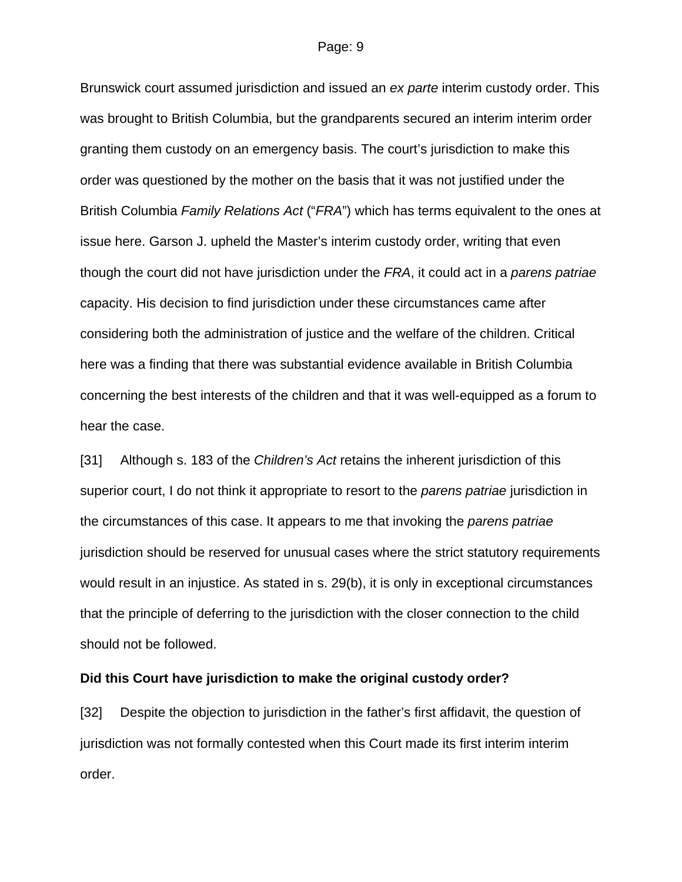Brunswick court assumed jurisdiction and issued an *ex parte* interim custody order. This was brought to British Columbia, but the grandparents secured an interim interim order granting them custody on an emergency basis. The court's jurisdiction to make this order was questioned by the mother on the basis that it was not justified under the British Columbia *Family Relations Act* ("*FRA*") which has terms equivalent to the ones at issue here. Garson J. upheld the Master's interim custody order, writing that even though the court did not have jurisdiction under the *FRA*, it could act in a *parens patriae* capacity. His decision to find jurisdiction under these circumstances came after considering both the administration of justice and the welfare of the children. Critical here was a finding that there was substantial evidence available in British Columbia concerning the best interests of the children and that it was well-equipped as a forum to hear the case.

[31] Although s. 183 of the *Children's Act* retains the inherent jurisdiction of this superior court, I do not think it appropriate to resort to the *parens patriae* jurisdiction in the circumstances of this case. It appears to me that invoking the *parens patriae* jurisdiction should be reserved for unusual cases where the strict statutory requirements would result in an injustice. As stated in s. 29(b), it is only in exceptional circumstances that the principle of deferring to the jurisdiction with the closer connection to the child should not be followed.

**Did this Court have jurisdiction to make the original custody order?**

[32] Despite the objection to jurisdiction in the father's first affidavit, the question of jurisdiction was not formally contested when this Court made its first interim interim order.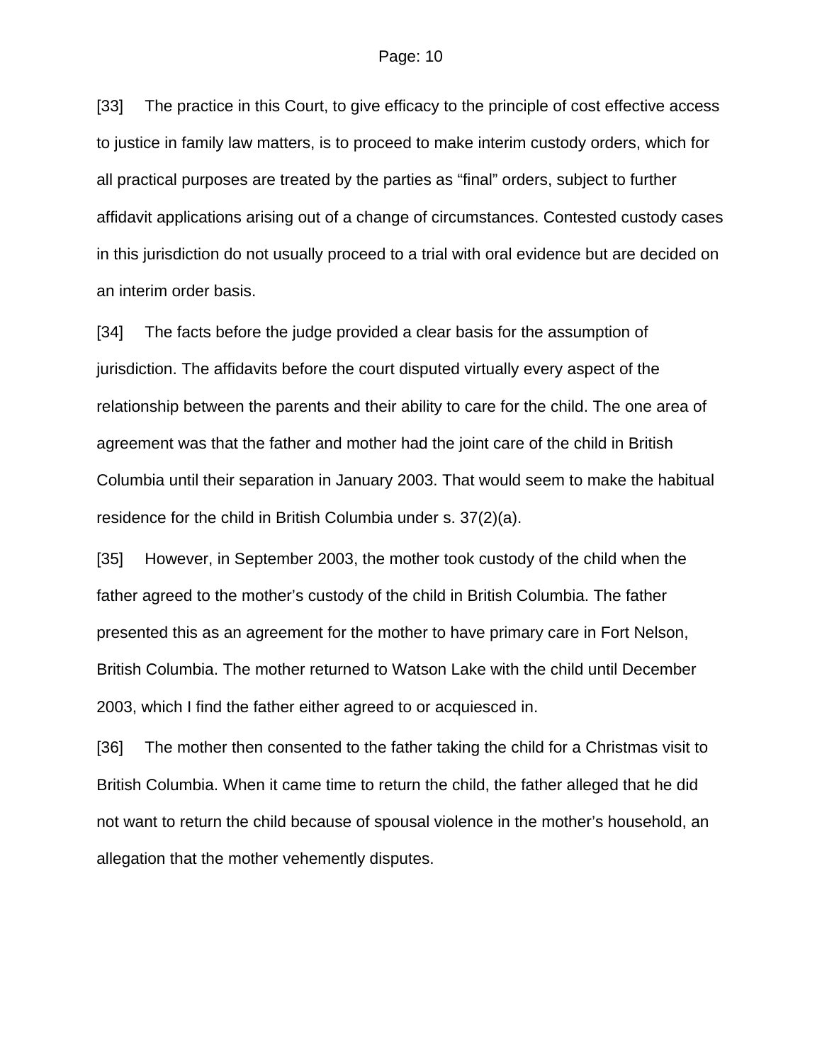[33] The practice in this Court, to give efficacy to the principle of cost effective access to justice in family law matters, is to proceed to make interim custody orders, which for all practical purposes are treated by the parties as “final” orders, subject to further affidavit applications arising out of a change of circumstances. Contested custody cases in this jurisdiction do not usually proceed to a trial with oral evidence but are decided on an interim order basis.

[34] The facts before the judge provided a clear basis for the assumption of jurisdiction. The affidavits before the court disputed virtually every aspect of the relationship between the parents and their ability to care for the child. The one area of agreement was that the father and mother had the joint care of the child in British Columbia until their separation in January 2003. That would seem to make the habitual residence for the child in British Columbia under s. 37(2)(a).

[35] However, in September 2003, the mother took custody of the child when the father agreed to the mother’s custody of the child in British Columbia. The father presented this as an agreement for the mother to have primary care in Fort Nelson, British Columbia. The mother returned to Watson Lake with the child until December 2003, which I find the father either agreed to or acquiesced in.

[36] The mother then consented to the father taking the child for a Christmas visit to British Columbia. When it came time to return the child, the father alleged that he did not want to return the child because of spousal violence in the mother’s household, an allegation that the mother vehemently disputes.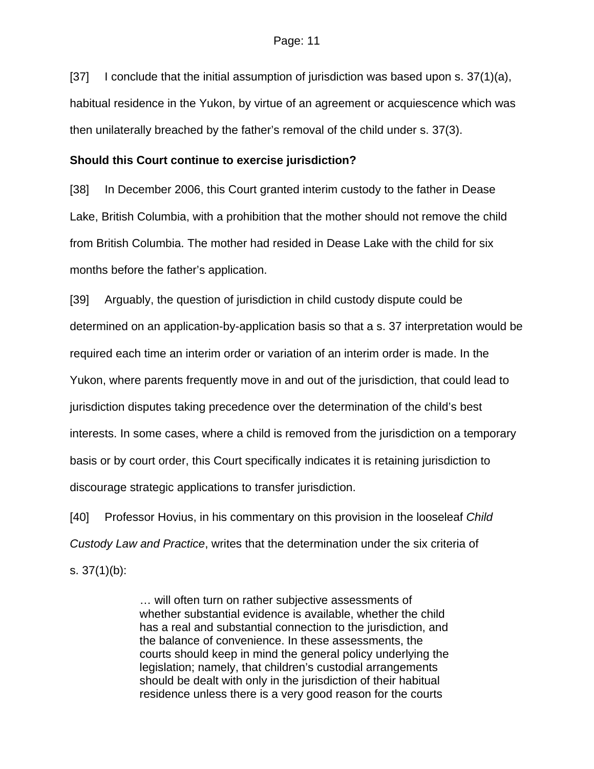[37] I conclude that the initial assumption of jurisdiction was based upon s. 37(1)(a), habitual residence in the Yukon, by virtue of an agreement or acquiescence which was then unilaterally breached by the father's removal of the child under s. 37(3).

**Should this Court continue to exercise jurisdiction?**

[38] In December 2006, this Court granted interim custody to the father in Dease Lake, British Columbia, with a prohibition that the mother should not remove the child from British Columbia. The mother had resided in Dease Lake with the child for six months before the father's application.

[39] Arguably, the question of jurisdiction in child custody dispute could be determined on an application-by-application basis so that a s. 37 interpretation would be required each time an interim order or variation of an interim order is made. In the Yukon, where parents frequently move in and out of the jurisdiction, that could lead to jurisdiction disputes taking precedence over the determination of the child's best interests. In some cases, where a child is removed from the jurisdiction on a temporary basis or by court order, this Court specifically indicates it is retaining jurisdiction to discourage strategic applications to transfer jurisdiction.

[40] Professor Hovius, in his commentary on this provision in the looseleaf *Child Custody Law and Practice*, writes that the determination under the six criteria of s. 37(1)(b):

> … will often turn on rather subjective assessments of whether substantial evidence is available, whether the child has a real and substantial connection to the jurisdiction, and the balance of convenience. In these assessments, the courts should keep in mind the general policy underlying the legislation; namely, that children's custodial arrangements should be dealt with only in the jurisdiction of their habitual residence unless there is a very good reason for the courts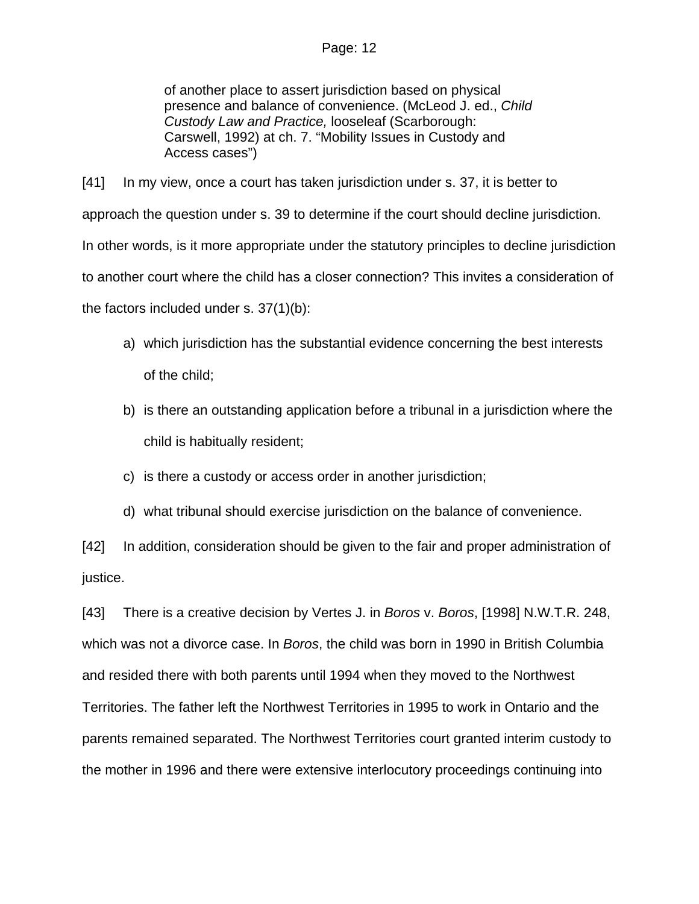> of another place to assert jurisdiction based on physical presence and balance of convenience. (McLeod J. ed., *Child Custody Law and Practice,* looseleaf (Scarborough: Carswell, 1992) at ch. 7. "Mobility Issues in Custody and Access cases")

[41] In my view, once a court has taken jurisdiction under s. 37, it is better to approach the question under s. 39 to determine if the court should decline jurisdiction. In other words, is it more appropriate under the statutory principles to decline jurisdiction to another court where the child has a closer connection? This invites a consideration of the factors included under s. 37(1)(b):

a) which jurisdiction has the substantial evidence concerning the best interests of the child;

b) is there an outstanding application before a tribunal in a jurisdiction where the child is habitually resident;

c) is there a custody or access order in another jurisdiction;

d) what tribunal should exercise jurisdiction on the balance of convenience.

[42] In addition, consideration should be given to the fair and proper administration of justice.

[43] There is a creative decision by Vertes J. in *Boros* v. *Boros*, [1998] N.W.T.R. 248, which was not a divorce case. In *Boros*, the child was born in 1990 in British Columbia and resided there with both parents until 1994 when they moved to the Northwest Territories. The father left the Northwest Territories in 1995 to work in Ontario and the parents remained separated. The Northwest Territories court granted interim custody to the mother in 1996 and there were extensive interlocutory proceedings continuing into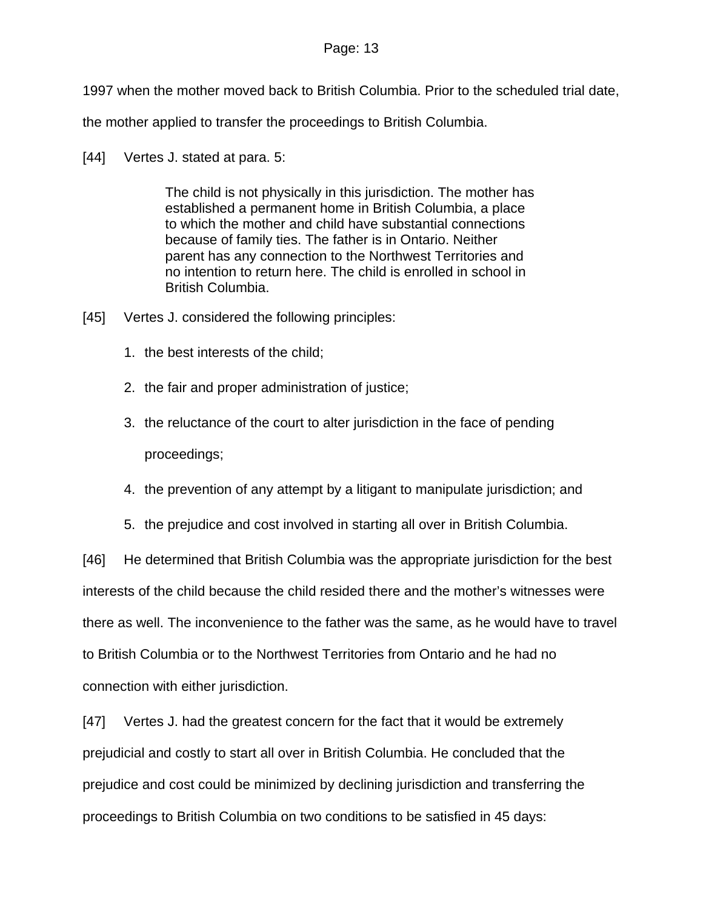1997 when the mother moved back to British Columbia. Prior to the scheduled trial date, the mother applied to transfer the proceedings to British Columbia.

[44] Vertes J. stated at para. 5:

> The child is not physically in this jurisdiction. The mother has established a permanent home in British Columbia, a place to which the mother and child have substantial connections because of family ties. The father is in Ontario. Neither parent has any connection to the Northwest Territories and no intention to return here. The child is enrolled in school in British Columbia.

[45] Vertes J. considered the following principles:

1. the best interests of the child;
2. the fair and proper administration of justice;
3. the reluctance of the court to alter jurisdiction in the face of pending proceedings;
4. the prevention of any attempt by a litigant to manipulate jurisdiction; and
5. the prejudice and cost involved in starting all over in British Columbia.

[46] He determined that British Columbia was the appropriate jurisdiction for the best interests of the child because the child resided there and the mother's witnesses were there as well. The inconvenience to the father was the same, as he would have to travel to British Columbia or to the Northwest Territories from Ontario and he had no connection with either jurisdiction.

[47] Vertes J. had the greatest concern for the fact that it would be extremely prejudicial and costly to start all over in British Columbia. He concluded that the prejudice and cost could be minimized by declining jurisdiction and transferring the proceedings to British Columbia on two conditions to be satisfied in 45 days: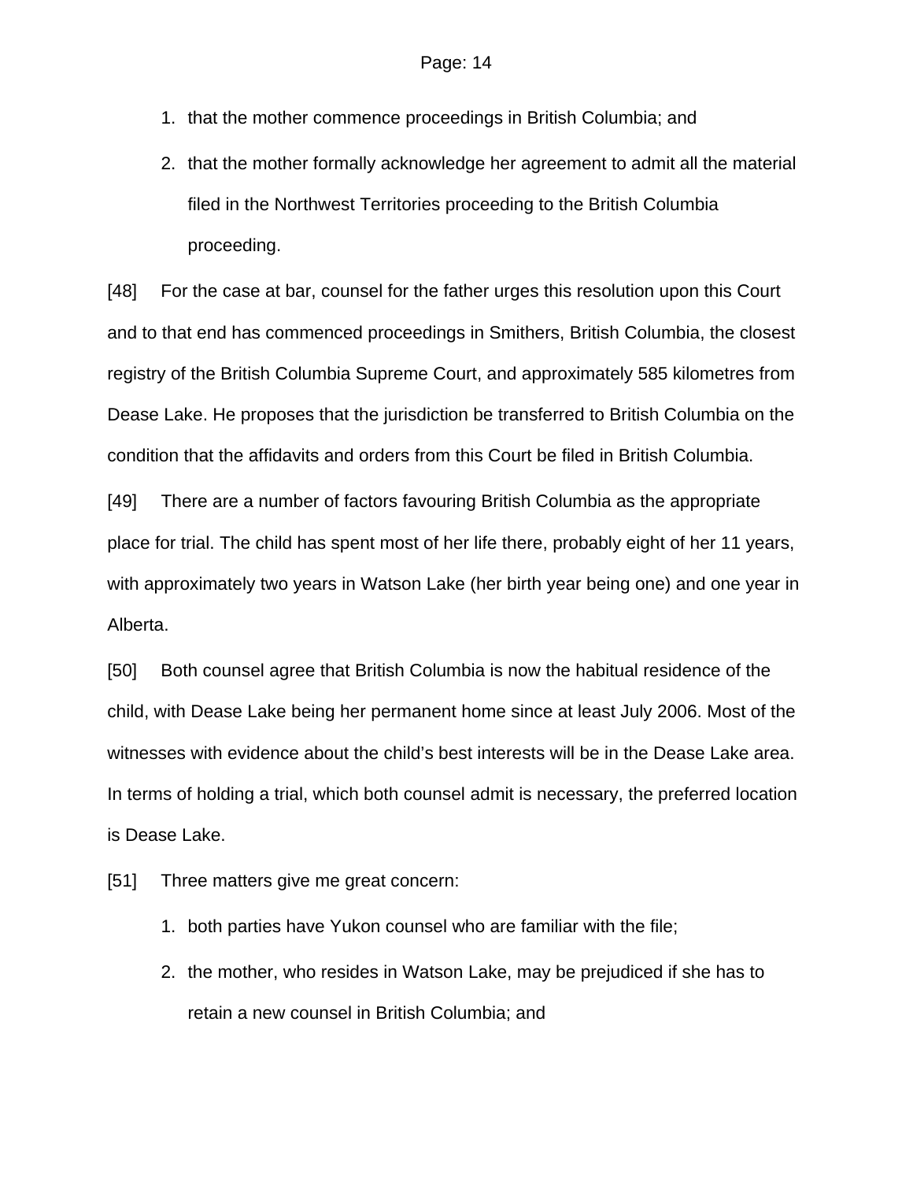1. that the mother commence proceedings in British Columbia; and
2. that the mother formally acknowledge her agreement to admit all the material filed in the Northwest Territories proceeding to the British Columbia proceeding.

[48] For the case at bar, counsel for the father urges this resolution upon this Court and to that end has commenced proceedings in Smithers, British Columbia, the closest registry of the British Columbia Supreme Court, and approximately 585 kilometres from Dease Lake. He proposes that the jurisdiction be transferred to British Columbia on the condition that the affidavits and orders from this Court be filed in British Columbia.

[49] There are a number of factors favouring British Columbia as the appropriate place for trial. The child has spent most of her life there, probably eight of her 11 years, with approximately two years in Watson Lake (her birth year being one) and one year in Alberta.

[50] Both counsel agree that British Columbia is now the habitual residence of the child, with Dease Lake being her permanent home since at least July 2006. Most of the witnesses with evidence about the child's best interests will be in the Dease Lake area. In terms of holding a trial, which both counsel admit is necessary, the preferred location is Dease Lake.

[51] Three matters give me great concern:

1. both parties have Yukon counsel who are familiar with the file;
2. the mother, who resides in Watson Lake, may be prejudiced if she has to retain a new counsel in British Columbia; and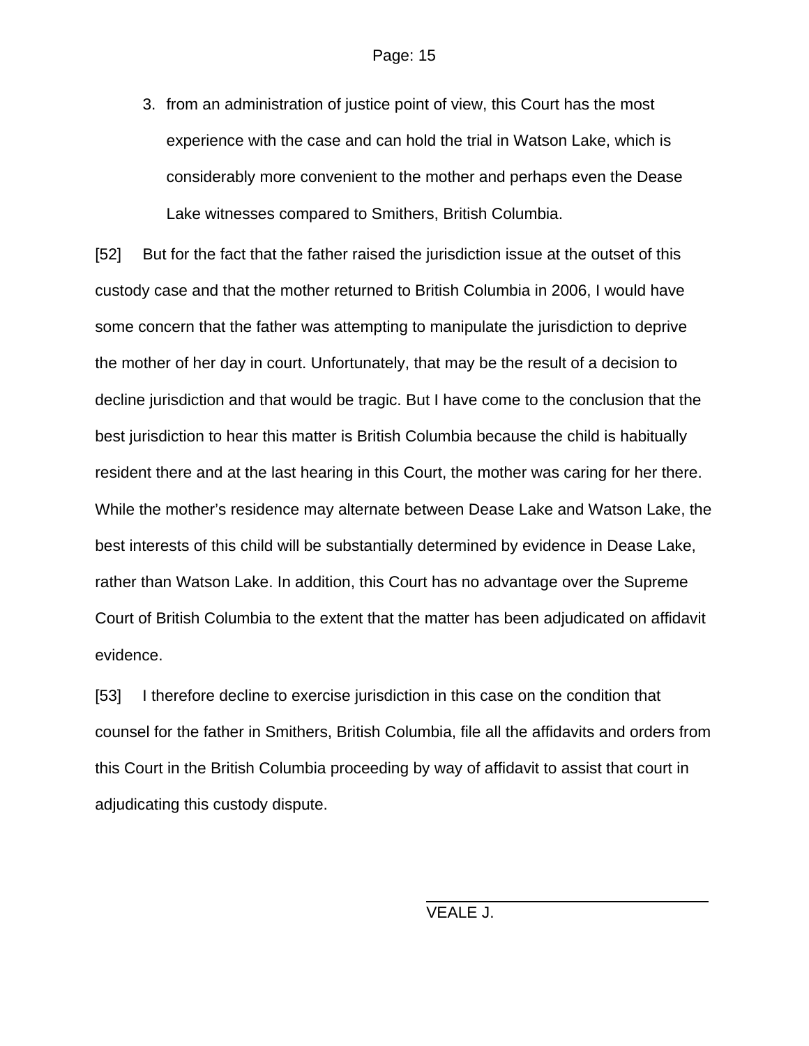3. from an administration of justice point of view, this Court has the most experience with the case and can hold the trial in Watson Lake, which is considerably more convenient to the mother and perhaps even the Dease Lake witnesses compared to Smithers, British Columbia.

[52] But for the fact that the father raised the jurisdiction issue at the outset of this custody case and that the mother returned to British Columbia in 2006, I would have some concern that the father was attempting to manipulate the jurisdiction to deprive the mother of her day in court. Unfortunately, that may be the result of a decision to decline jurisdiction and that would be tragic. But I have come to the conclusion that the best jurisdiction to hear this matter is British Columbia because the child is habitually resident there and at the last hearing in this Court, the mother was caring for her there. While the mother's residence may alternate between Dease Lake and Watson Lake, the best interests of this child will be substantially determined by evidence in Dease Lake, rather than Watson Lake. In addition, this Court has no advantage over the Supreme Court of British Columbia to the extent that the matter has been adjudicated on affidavit evidence.

[53] I therefore decline to exercise jurisdiction in this case on the condition that counsel for the father in Smithers, British Columbia, file all the affidavits and orders from this Court in the British Columbia proceeding by way of affidavit to assist that court in adjudicating this custody dispute.

VEALE J.